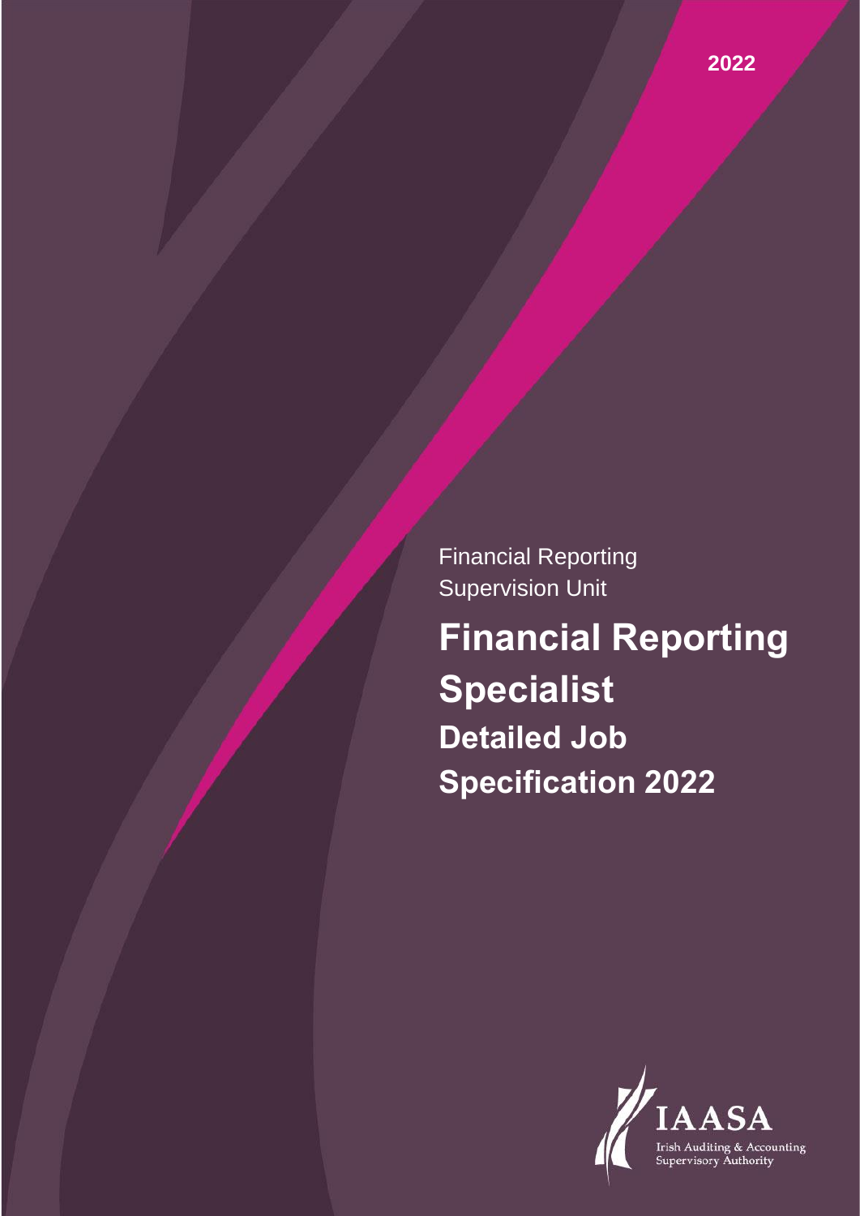2022

Financial Reporting Supervision Unit

# Financial Reporting Specialist

## Detailed Job Specification 2022

IAASA

Irish Auditing & Accounting Supervisory Authority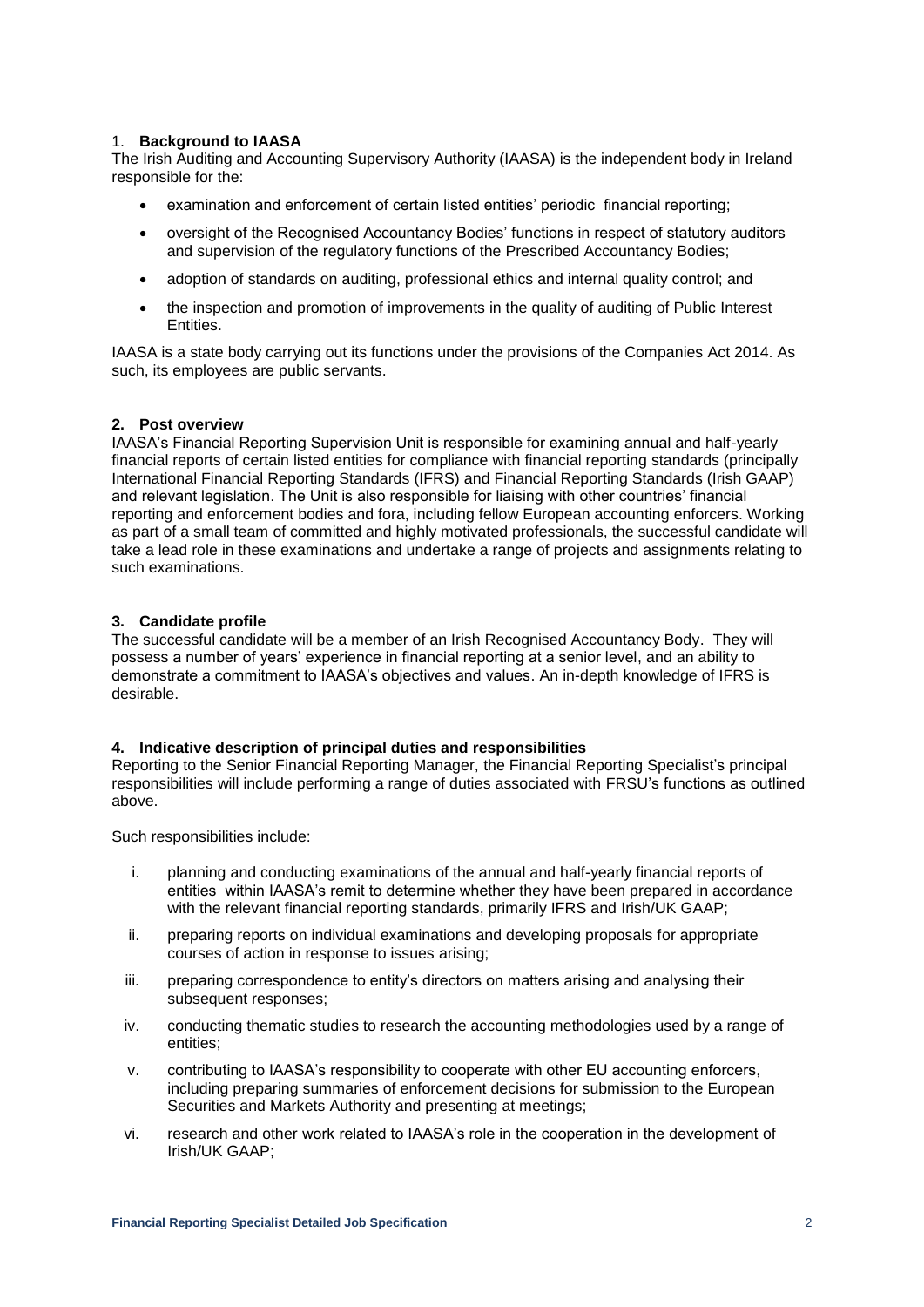## 1. Background to IAASA

The Irish Auditing and Accounting Supervisory Authority (IAASA) is the independent body in Ireland responsible for the:

- examination and enforcement of certain listed entities' periodic financial reporting;
- oversight of the Recognised Accountancy Bodies' functions in respect of statutory auditors and supervision of the regulatory functions of the Prescribed Accountancy Bodies;
- adoption of standards on auditing, professional ethics and internal quality control; and
- the inspection and promotion of improvements in the quality of auditing of Public Interest Entities.

IAASA is a state body carrying out its functions under the provisions of the Companies Act 2014. As such, its employees are public servants.

## 2. Post overview

IAASA's Financial Reporting Supervision Unit is responsible for examining annual and half-yearly financial reports of certain listed entities for compliance with financial reporting standards (principally International Financial Reporting Standards (IFRS) and Financial Reporting Standards (Irish GAAP) and relevant legislation. The Unit is also responsible for liaising with other countries' financial reporting and enforcement bodies and fora, including fellow European accounting enforcers. Working as part of a small team of committed and highly motivated professionals, the successful candidate will take a lead role in these examinations and undertake a range of projects and assignments relating to such examinations.

## 3. Candidate profile

The successful candidate will be a member of an Irish Recognised Accountancy Body. They will possess a number of years' experience in financial reporting at a senior level, and an ability to demonstrate a commitment to IAASA's objectives and values. An in-depth knowledge of IFRS is desirable.

## 4. Indicative description of principal duties and responsibilities

Reporting to the Senior Financial Reporting Manager, the Financial Reporting Specialist's principal responsibilities will include performing a range of duties associated with FRSU's functions as outlined above.

Such responsibilities include:

i. planning and conducting examinations of the annual and half-yearly financial reports of entities within IAASA's remit to determine whether they have been prepared in accordance with the relevant financial reporting standards, primarily IFRS and Irish/UK GAAP;

ii. preparing reports on individual examinations and developing proposals for appropriate courses of action in response to issues arising;

iii. preparing correspondence to entity's directors on matters arising and analysing their subsequent responses;

iv. conducting thematic studies to research the accounting methodologies used by a range of entities;

v. contributing to IAASA's responsibility to cooperate with other EU accounting enforcers, including preparing summaries of enforcement decisions for submission to the European Securities and Markets Authority and presenting at meetings;

vi. research and other work related to IAASA's role in the cooperation in the development of Irish/UK GAAP;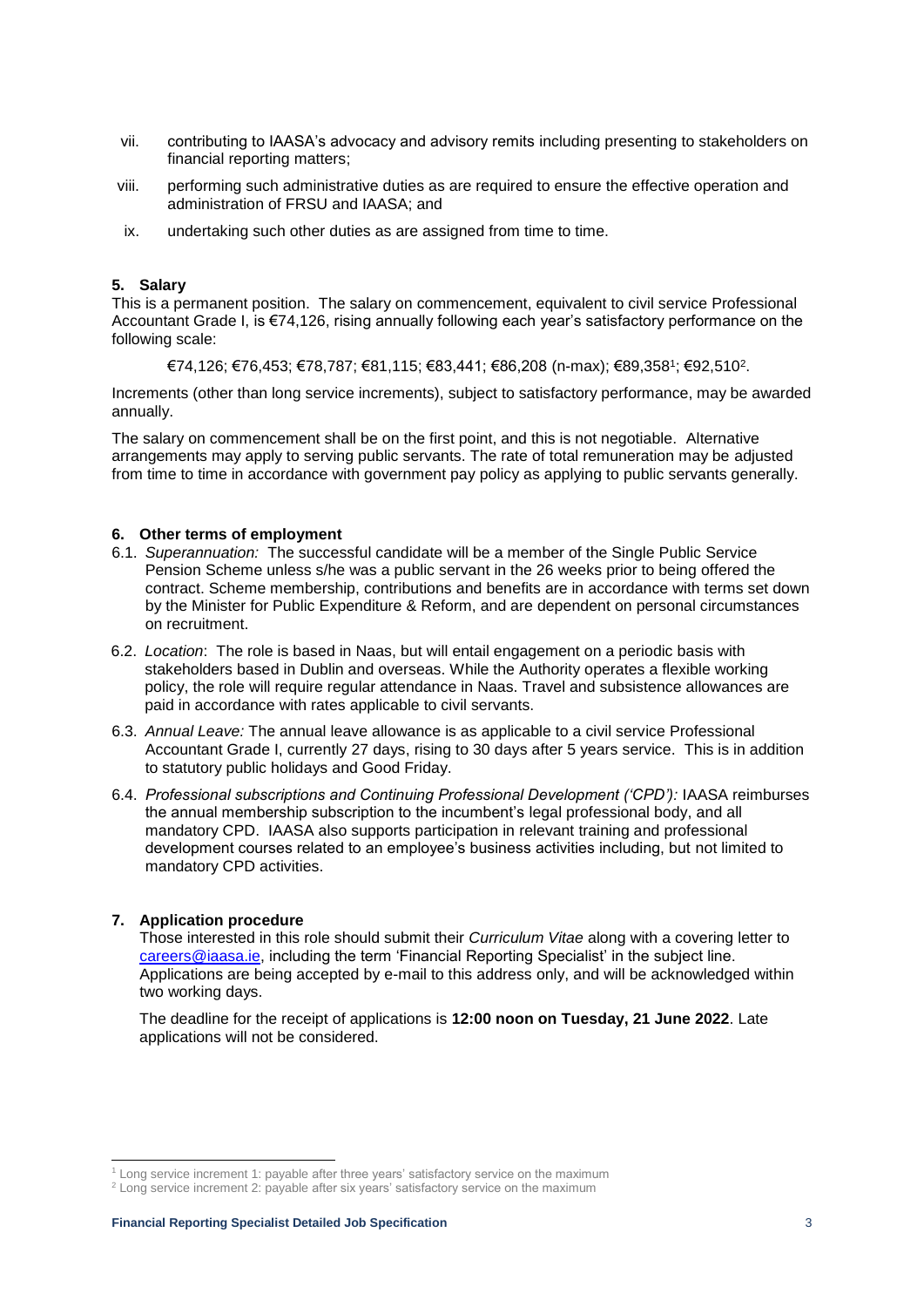vii. contributing to IAASA's advocacy and advisory remits including presenting to stakeholders on financial reporting matters;

viii. performing such administrative duties as are required to ensure the effective operation and administration of FRSU and IAASA; and

ix. undertaking such other duties as are assigned from time to time.

## 5. Salary

This is a permanent position. The salary on commencement, equivalent to civil service Professional Accountant Grade I, is €74,126, rising annually following each year's satisfactory performance on the following scale:

€74,126; €76,453; €78,787; €81,115; €83,441; €86,208 (n-max); €89,358[1]; €92,510[2].

Increments (other than long service increments), subject to satisfactory performance, may be awarded annually.

The salary on commencement shall be on the first point, and this is not negotiable. Alternative arrangements may apply to serving public servants. The rate of total remuneration may be adjusted from time to time in accordance with government pay policy as applying to public servants generally.

## 6. Other terms of employment

6.1. *Superannuation:* The successful candidate will be a member of the Single Public Service Pension Scheme unless s/he was a public servant in the 26 weeks prior to being offered the contract. Scheme membership, contributions and benefits are in accordance with terms set down by the Minister for Public Expenditure & Reform, and are dependent on personal circumstances on recruitment.

6.2. *Location*: The role is based in Naas, but will entail engagement on a periodic basis with stakeholders based in Dublin and overseas. While the Authority operates a flexible working policy, the role will require regular attendance in Naas. Travel and subsistence allowances are paid in accordance with rates applicable to civil servants.

6.3. *Annual Leave:* The annual leave allowance is as applicable to a civil service Professional Accountant Grade I, currently 27 days, rising to 30 days after 5 years service. This is in addition to statutory public holidays and Good Friday.

6.4. *Professional subscriptions and Continuing Professional Development ('CPD'):* IAASA reimburses the annual membership subscription to the incumbent's legal professional body, and all mandatory CPD. IAASA also supports participation in relevant training and professional development courses related to an employee's business activities including, but not limited to mandatory CPD activities.

## 7. Application procedure

Those interested in this role should submit their *Curriculum Vitae* along with a covering letter to careers@iaasa.ie, including the term 'Financial Reporting Specialist' in the subject line. Applications are being accepted by e-mail to this address only, and will be acknowledged within two working days.

The deadline for the receipt of applications is **12:00 noon on Tuesday, 21 June 2022**. Late applications will not be considered.

---

[1] Long service increment 1: payable after three years' satisfactory service on the maximum

[2] Long service increment 2: payable after six years' satisfactory service on the maximum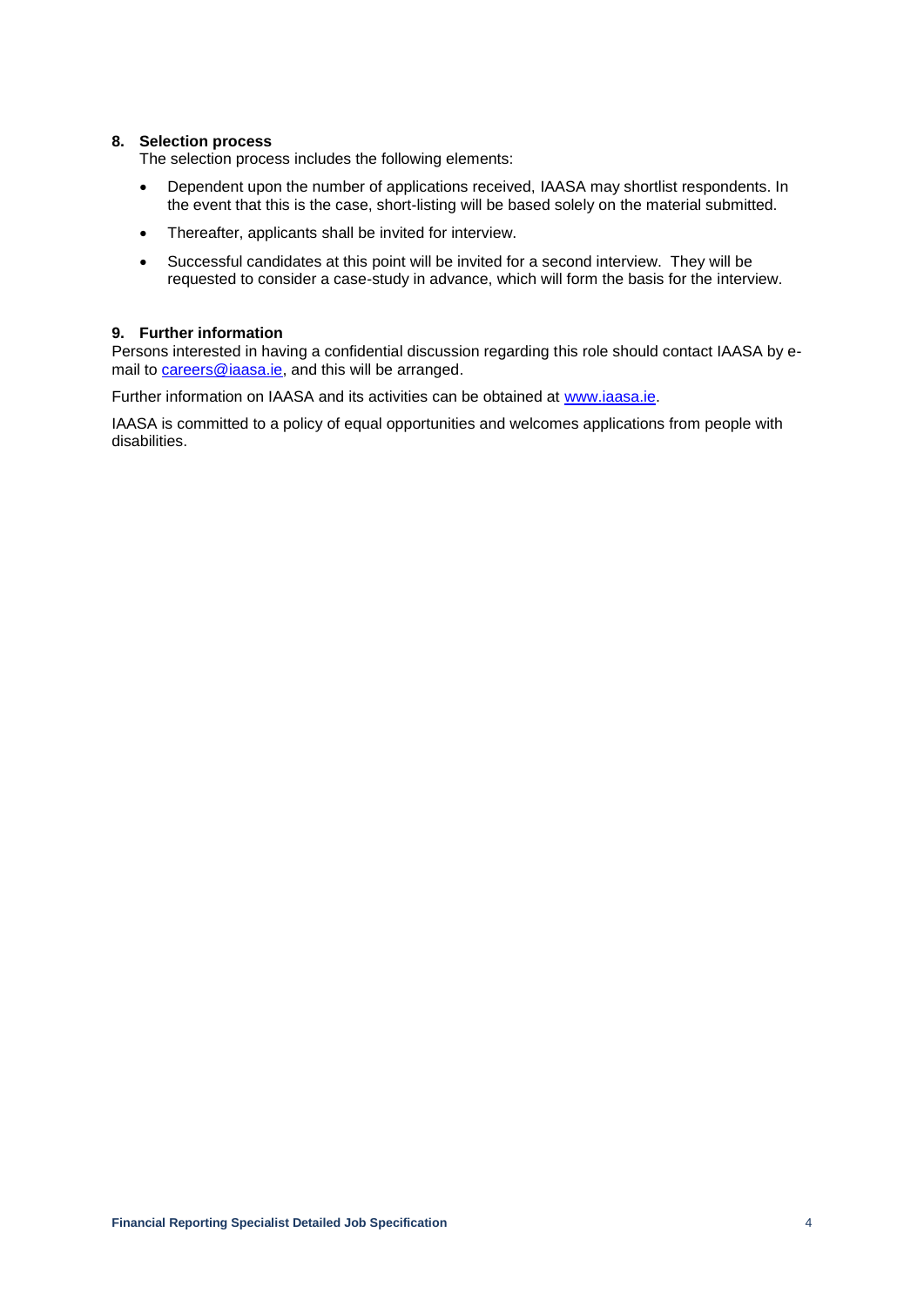## 8. Selection process

The selection process includes the following elements:

- Dependent upon the number of applications received, IAASA may shortlist respondents. In the event that this is the case, short-listing will be based solely on the material submitted.
- Thereafter, applicants shall be invited for interview.
- Successful candidates at this point will be invited for a second interview. They will be requested to consider a case-study in advance, which will form the basis for the interview.

## 9. Further information

Persons interested in having a confidential discussion regarding this role should contact IAASA by e-mail to careers@iaasa.ie, and this will be arranged.

Further information on IAASA and its activities can be obtained at www.iaasa.ie.

IAASA is committed to a policy of equal opportunities and welcomes applications from people with disabilities.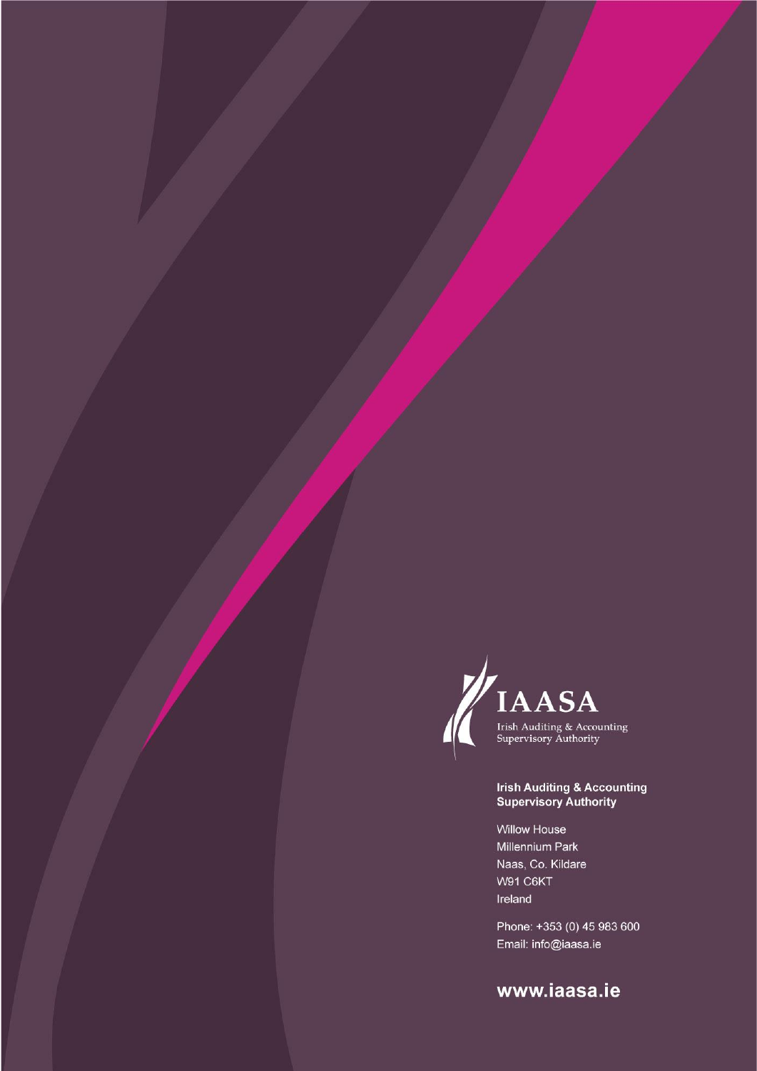IAASA

Irish Auditing & Accounting
Supervisory Authority

**Irish Auditing & Accounting Supervisory Authority**

Willow House
Millennium Park
Naas, Co. Kildare
W91 C6KT
Ireland

Phone: +353 (0) 45 983 600
Email: info@iaasa.ie

**www.iaasa.ie**